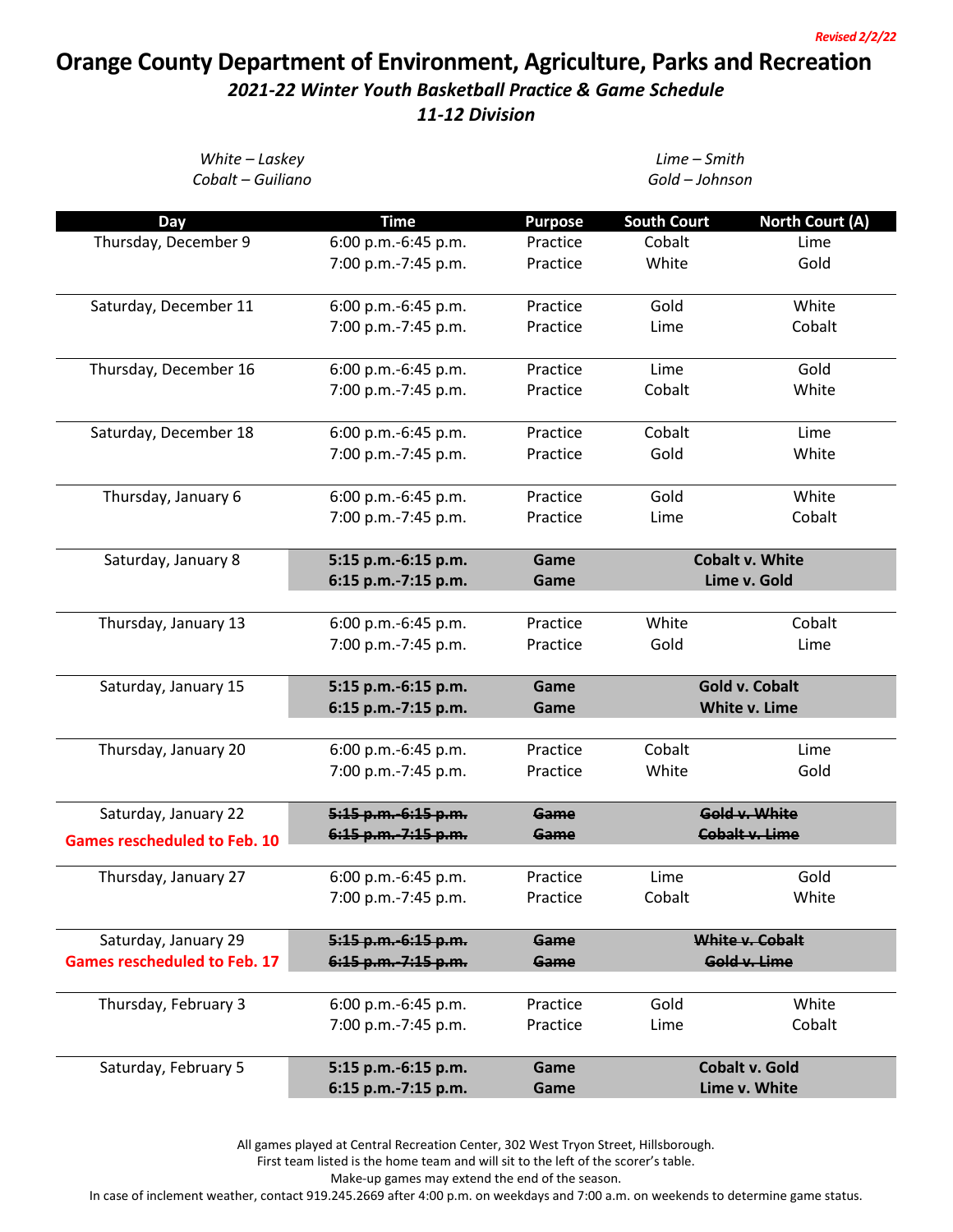*Revised 2/2/22*

# Orange County Department of Environment, Agriculture, Parks and Recreation

## *2021-22 Winter Youth Basketball Practice & Game Schedule*

## *11-12 Division*

*White – Laskey*
*Cobalt – Guiliano*

*Lime – Smith*
*Gold – Johnson*

| Day | Time | Purpose | South Court | North Court (A) |
|---|---|---|---|---|
| Thursday, December 9 | 6:00 p.m.-6:45 p.m. | Practice | Cobalt | Lime |
| | 7:00 p.m.-7:45 p.m. | Practice | White | Gold |
| Saturday, December 11 | 6:00 p.m.-6:45 p.m. | Practice | Gold | White |
| | 7:00 p.m.-7:45 p.m. | Practice | Lime | Cobalt |
| Thursday, December 16 | 6:00 p.m.-6:45 p.m. | Practice | Lime | Gold |
| | 7:00 p.m.-7:45 p.m. | Practice | Cobalt | White |
| Saturday, December 18 | 6:00 p.m.-6:45 p.m. | Practice | Cobalt | Lime |
| | 7:00 p.m.-7:45 p.m. | Practice | Gold | White |
| Thursday, January 6 | 6:00 p.m.-6:45 p.m. | Practice | Gold | White |
| | 7:00 p.m.-7:45 p.m. | Practice | Lime | Cobalt |
| Saturday, January 8 | **5:15 p.m.-6:15 p.m.** | **Game** | **Cobalt v. White** | |
| | **6:15 p.m.-7:15 p.m.** | **Game** | **Lime v. Gold** | |
| Thursday, January 13 | 6:00 p.m.-6:45 p.m. | Practice | White | Cobalt |
| | 7:00 p.m.-7:45 p.m. | Practice | Gold | Lime |
| Saturday, January 15 | **5:15 p.m.-6:15 p.m.** | **Game** | **Gold v. Cobalt** | |
| | **6:15 p.m.-7:15 p.m.** | **Game** | **White v. Lime** | |
| Thursday, January 20 | 6:00 p.m.-6:45 p.m. | Practice | Cobalt | Lime |
| | 7:00 p.m.-7:45 p.m. | Practice | White | Gold |
| Saturday, January 22 | ~~**5:15 p.m.-6:15 p.m.**~~ | ~~**Game**~~ | ~~**Gold v. White**~~ | |
| **Games rescheduled to Feb. 10** | ~~**6:15 p.m.-7:15 p.m.**~~ | ~~**Game**~~ | ~~**Cobalt v. Lime**~~ | |
| Thursday, January 27 | 6:00 p.m.-6:45 p.m. | Practice | Lime | Gold |
| | 7:00 p.m.-7:45 p.m. | Practice | Cobalt | White |
| Saturday, January 29 | ~~**5:15 p.m.-6:15 p.m.**~~ | ~~**Game**~~ | ~~**White v. Cobalt**~~ | |
| **Games rescheduled to Feb. 17** | ~~**6:15 p.m.-7:15 p.m.**~~ | ~~**Game**~~ | ~~**Gold v. Lime**~~ | |
| Thursday, February 3 | 6:00 p.m.-6:45 p.m. | Practice | Gold | White |
| | 7:00 p.m.-7:45 p.m. | Practice | Lime | Cobalt |
| Saturday, February 5 | **5:15 p.m.-6:15 p.m.** | **Game** | **Cobalt v. Gold** | |
| | **6:15 p.m.-7:15 p.m.** | **Game** | **Lime v. White** | |

All games played at Central Recreation Center, 302 West Tryon Street, Hillsborough.
First team listed is the home team and will sit to the left of the scorer's table.
Make-up games may extend the end of the season.
In case of inclement weather, contact 919.245.2669 after 4:00 p.m. on weekdays and 7:00 a.m. on weekends to determine game status.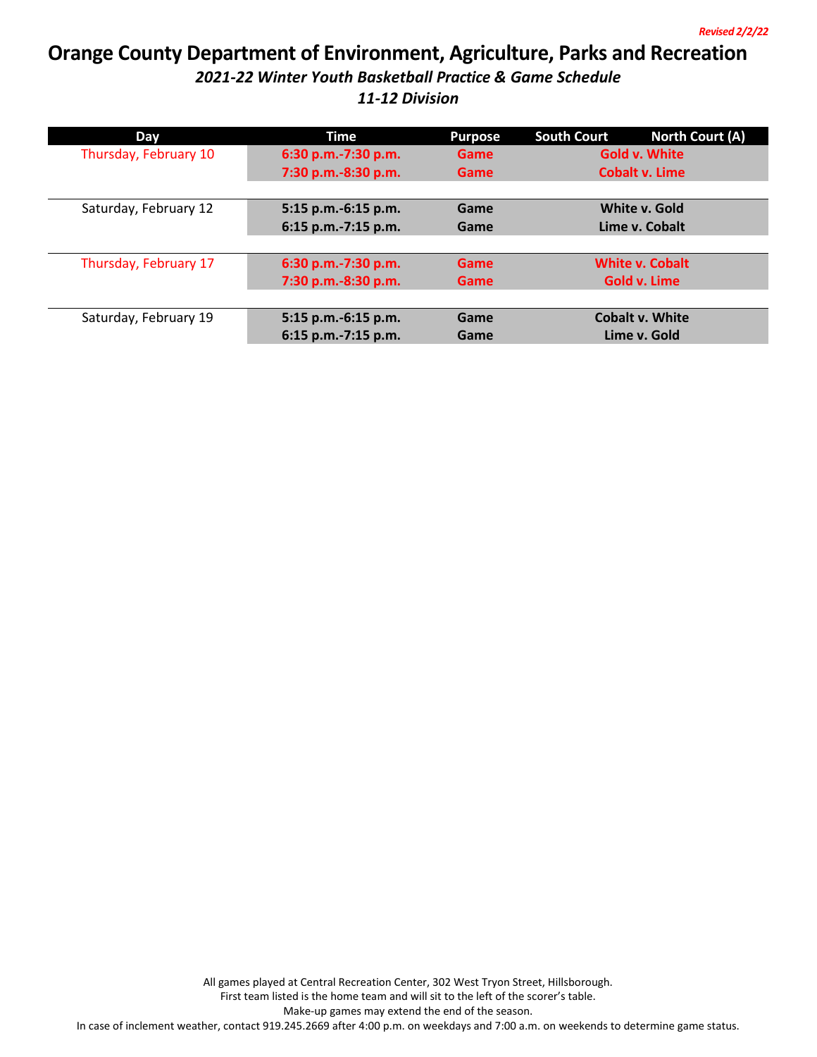*Revised 2/2/22*

# Orange County Department of Environment, Agriculture, Parks and Recreation

## *2021-22 Winter Youth Basketball Practice & Game Schedule*

## *11-12 Division*

| Day | Time | Purpose | South Court | North Court (A) |
|---|---|---|---|---|
| Thursday, February 10 | 6:30 p.m.-7:30 p.m. | Game | Gold v. White | |
| | 7:30 p.m.-8:30 p.m. | Game | Cobalt v. Lime | |
| Saturday, February 12 | 5:15 p.m.-6:15 p.m. | Game | White v. Gold | |
| | 6:15 p.m.-7:15 p.m. | Game | Lime v. Cobalt | |
| Thursday, February 17 | 6:30 p.m.-7:30 p.m. | Game | White v. Cobalt | |
| | 7:30 p.m.-8:30 p.m. | Game | Gold v. Lime | |
| Saturday, February 19 | 5:15 p.m.-6:15 p.m. | Game | Cobalt v. White | |
| | 6:15 p.m.-7:15 p.m. | Game | Lime v. Gold | |

All games played at Central Recreation Center, 302 West Tryon Street, Hillsborough.
First team listed is the home team and will sit to the left of the scorer's table.
Make-up games may extend the end of the season.
In case of inclement weather, contact 919.245.2669 after 4:00 p.m. on weekdays and 7:00 a.m. on weekends to determine game status.